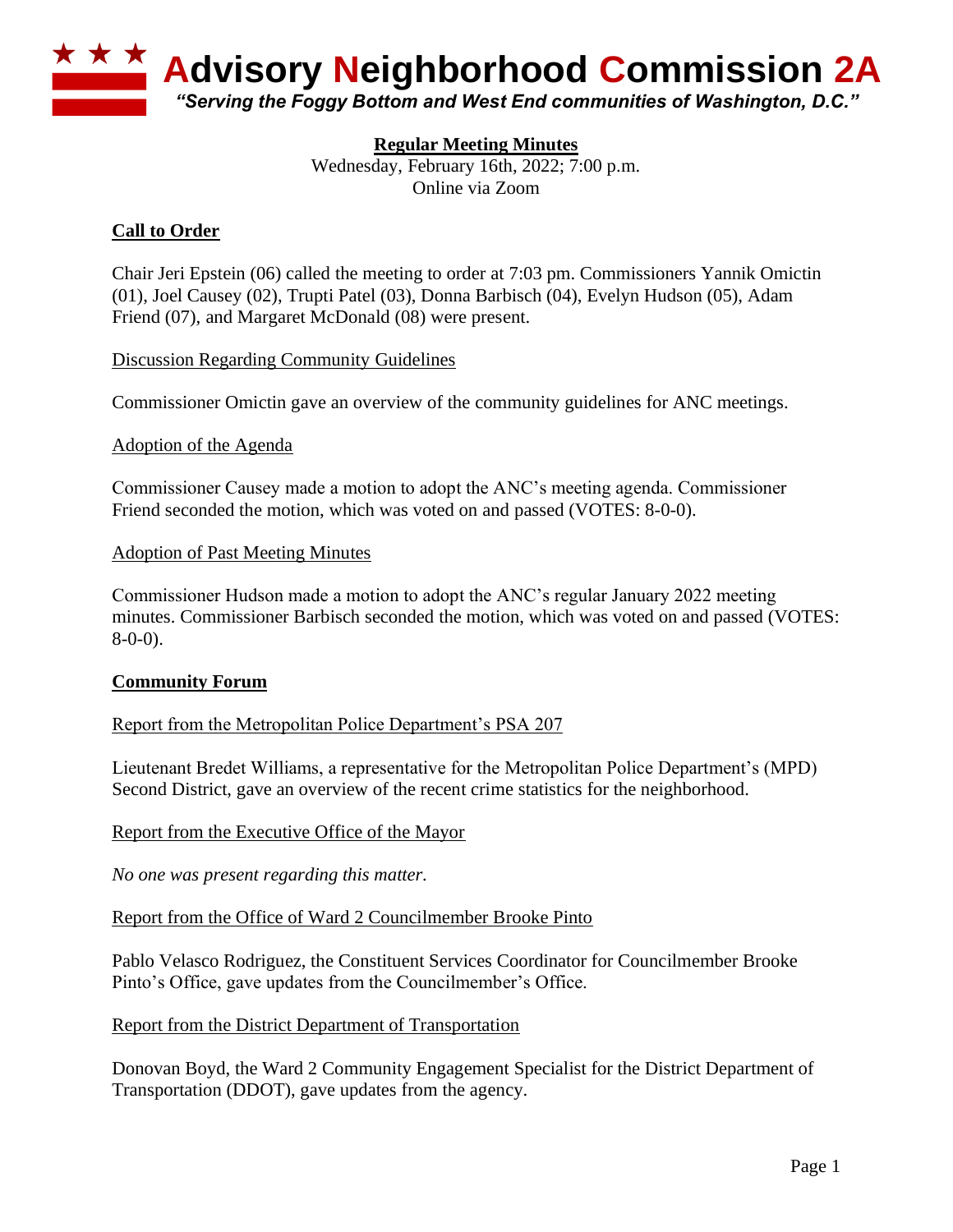# Advisory Neighborhood Commission 2A

*"Serving the Foggy Bottom and West End communities of Washington, D.C."*

**Regular Meeting Minutes**

Wednesday, February 16th, 2022; 7:00 p.m.
Online via Zoom

## Call to Order

Chair Jeri Epstein (06) called the meeting to order at 7:03 pm. Commissioners Yannik Omictin (01), Joel Causey (02), Trupti Patel (03), Donna Barbisch (04), Evelyn Hudson (05), Adam Friend (07), and Margaret McDonald (08) were present.

### Discussion Regarding Community Guidelines

Commissioner Omictin gave an overview of the community guidelines for ANC meetings.

### Adoption of the Agenda

Commissioner Causey made a motion to adopt the ANC's meeting agenda. Commissioner Friend seconded the motion, which was voted on and passed (VOTES: 8-0-0).

### Adoption of Past Meeting Minutes

Commissioner Hudson made a motion to adopt the ANC's regular January 2022 meeting minutes. Commissioner Barbisch seconded the motion, which was voted on and passed (VOTES: 8-0-0).

## Community Forum

### Report from the Metropolitan Police Department's PSA 207

Lieutenant Bredet Williams, a representative for the Metropolitan Police Department's (MPD) Second District, gave an overview of the recent crime statistics for the neighborhood.

### Report from the Executive Office of the Mayor

*No one was present regarding this matter.*

### Report from the Office of Ward 2 Councilmember Brooke Pinto

Pablo Velasco Rodriguez, the Constituent Services Coordinator for Councilmember Brooke Pinto's Office, gave updates from the Councilmember's Office.

### Report from the District Department of Transportation

Donovan Boyd, the Ward 2 Community Engagement Specialist for the District Department of Transportation (DDOT), gave updates from the agency.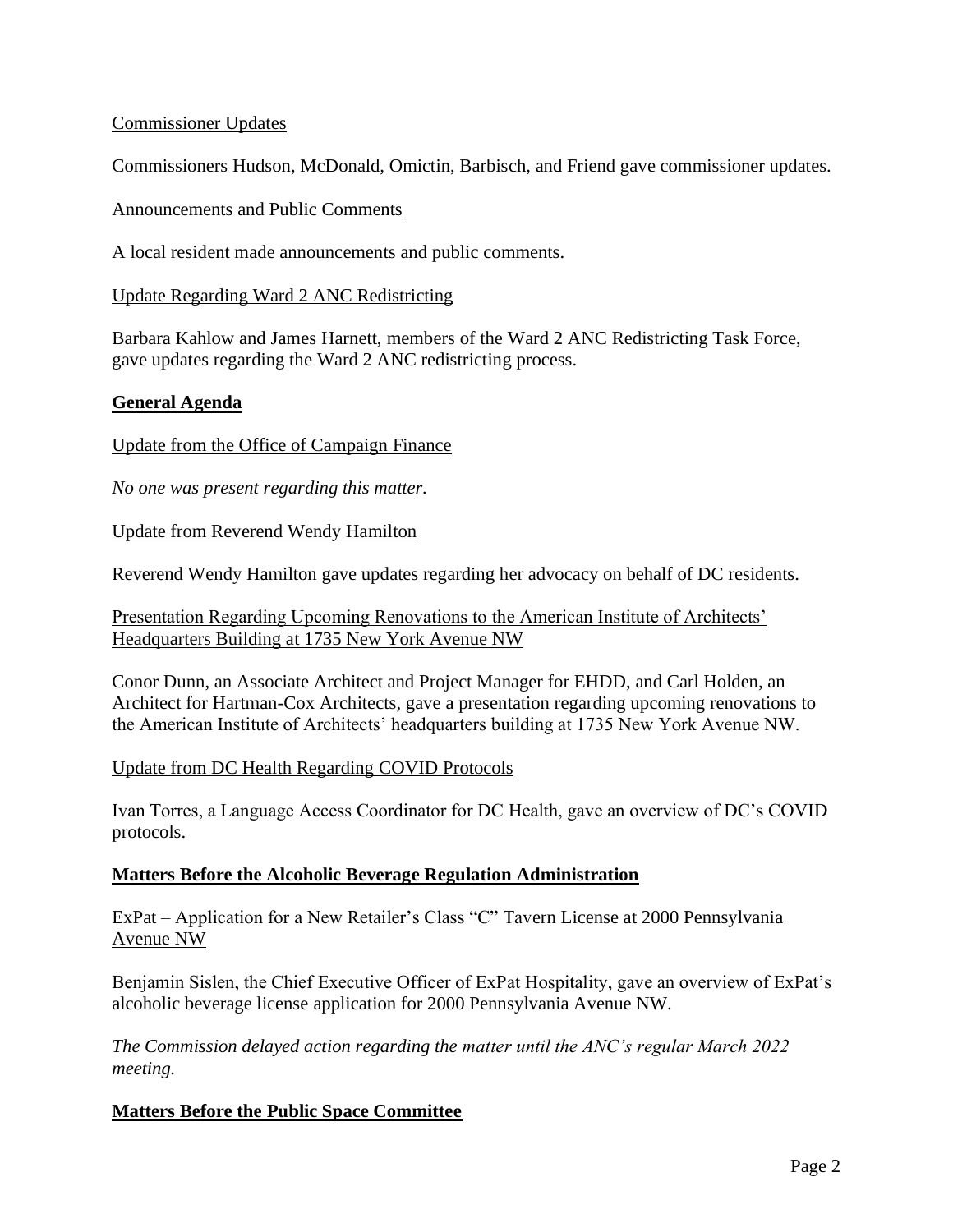Commissioner Updates

Commissioners Hudson, McDonald, Omictin, Barbisch, and Friend gave commissioner updates.

Announcements and Public Comments

A local resident made announcements and public comments.

Update Regarding Ward 2 ANC Redistricting

Barbara Kahlow and James Harnett, members of the Ward 2 ANC Redistricting Task Force, gave updates regarding the Ward 2 ANC redistricting process.

## General Agenda

Update from the Office of Campaign Finance

*No one was present regarding this matter.*

Update from Reverend Wendy Hamilton

Reverend Wendy Hamilton gave updates regarding her advocacy on behalf of DC residents.

Presentation Regarding Upcoming Renovations to the American Institute of Architects' Headquarters Building at 1735 New York Avenue NW

Conor Dunn, an Associate Architect and Project Manager for EHDD, and Carl Holden, an Architect for Hartman-Cox Architects, gave a presentation regarding upcoming renovations to the American Institute of Architects' headquarters building at 1735 New York Avenue NW.

Update from DC Health Regarding COVID Protocols

Ivan Torres, a Language Access Coordinator for DC Health, gave an overview of DC's COVID protocols.

## Matters Before the Alcoholic Beverage Regulation Administration

ExPat – Application for a New Retailer's Class "C" Tavern License at 2000 Pennsylvania Avenue NW

Benjamin Sislen, the Chief Executive Officer of ExPat Hospitality, gave an overview of ExPat's alcoholic beverage license application for 2000 Pennsylvania Avenue NW.

*The Commission delayed action regarding the matter until the ANC's regular March 2022 meeting.*

## Matters Before the Public Space Committee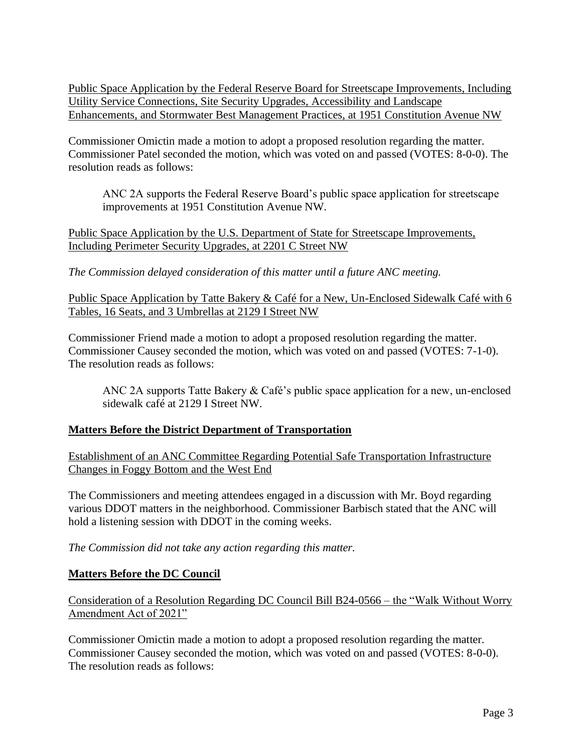Public Space Application by the Federal Reserve Board for Streetscape Improvements, Including Utility Service Connections, Site Security Upgrades, Accessibility and Landscape Enhancements, and Stormwater Best Management Practices, at 1951 Constitution Avenue NW

Commissioner Omictin made a motion to adopt a proposed resolution regarding the matter. Commissioner Patel seconded the motion, which was voted on and passed (VOTES: 8-0-0). The resolution reads as follows:

> ANC 2A supports the Federal Reserve Board's public space application for streetscape improvements at 1951 Constitution Avenue NW.

Public Space Application by the U.S. Department of State for Streetscape Improvements, Including Perimeter Security Upgrades, at 2201 C Street NW

*The Commission delayed consideration of this matter until a future ANC meeting.*

Public Space Application by Tatte Bakery & Café for a New, Un-Enclosed Sidewalk Café with 6 Tables, 16 Seats, and 3 Umbrellas at 2129 I Street NW

Commissioner Friend made a motion to adopt a proposed resolution regarding the matter. Commissioner Causey seconded the motion, which was voted on and passed (VOTES: 7-1-0). The resolution reads as follows:

> ANC 2A supports Tatte Bakery & Café's public space application for a new, un-enclosed sidewalk café at 2129 I Street NW.

## Matters Before the District Department of Transportation

Establishment of an ANC Committee Regarding Potential Safe Transportation Infrastructure Changes in Foggy Bottom and the West End

The Commissioners and meeting attendees engaged in a discussion with Mr. Boyd regarding various DDOT matters in the neighborhood. Commissioner Barbisch stated that the ANC will hold a listening session with DDOT in the coming weeks.

*The Commission did not take any action regarding this matter.*

## Matters Before the DC Council

Consideration of a Resolution Regarding DC Council Bill B24-0566 – the "Walk Without Worry Amendment Act of 2021"

Commissioner Omictin made a motion to adopt a proposed resolution regarding the matter. Commissioner Causey seconded the motion, which was voted on and passed (VOTES: 8-0-0). The resolution reads as follows: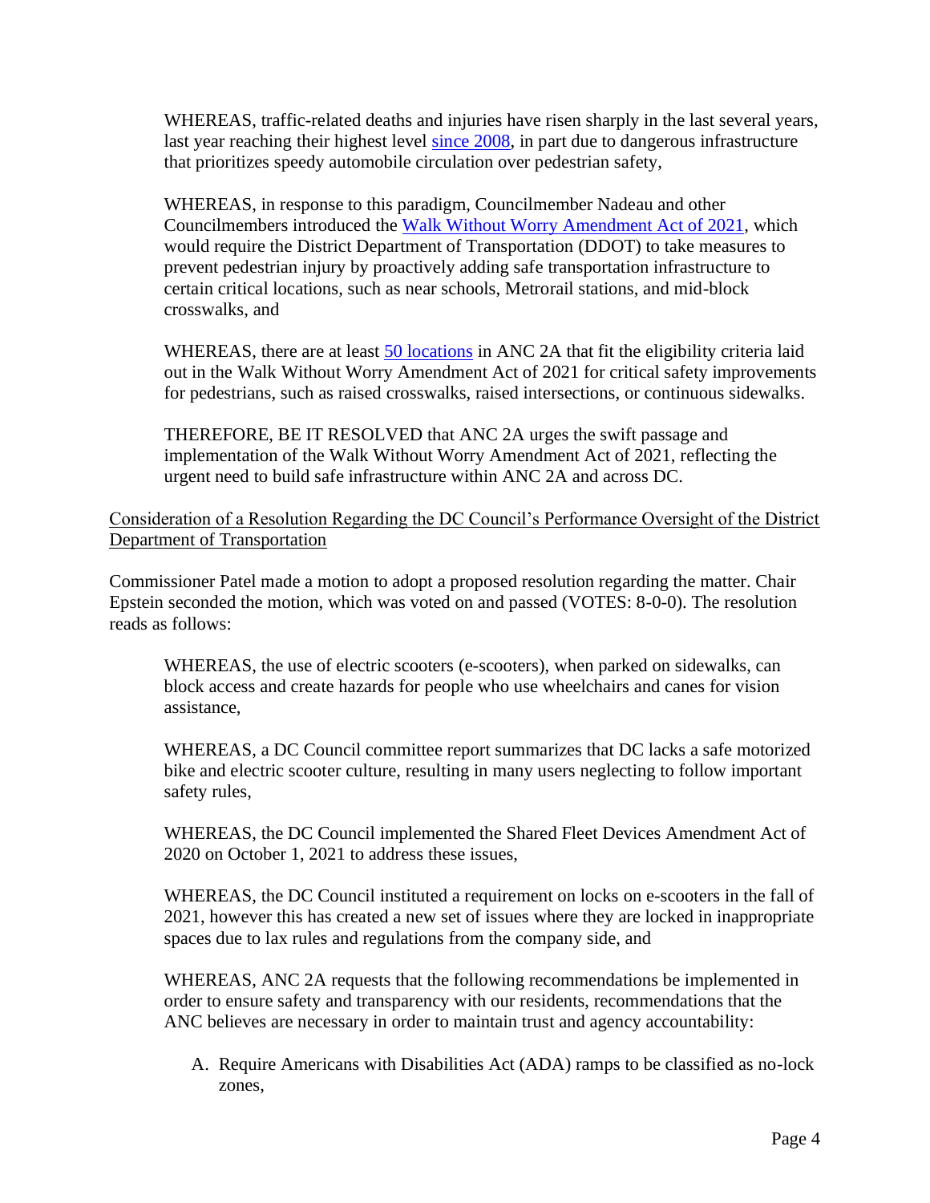WHEREAS, traffic-related deaths and injuries have risen sharply in the last several years, last year reaching their highest level since 2008, in part due to dangerous infrastructure that prioritizes speedy automobile circulation over pedestrian safety,

WHEREAS, in response to this paradigm, Councilmember Nadeau and other Councilmembers introduced the Walk Without Worry Amendment Act of 2021, which would require the District Department of Transportation (DDOT) to take measures to prevent pedestrian injury by proactively adding safe transportation infrastructure to certain critical locations, such as near schools, Metrorail stations, and mid-block crosswalks, and

WHEREAS, there are at least 50 locations in ANC 2A that fit the eligibility criteria laid out in the Walk Without Worry Amendment Act of 2021 for critical safety improvements for pedestrians, such as raised crosswalks, raised intersections, or continuous sidewalks.

THEREFORE, BE IT RESOLVED that ANC 2A urges the swift passage and implementation of the Walk Without Worry Amendment Act of 2021, reflecting the urgent need to build safe infrastructure within ANC 2A and across DC.

<u>Consideration of a Resolution Regarding the DC Council's Performance Oversight of the District Department of Transportation</u>

Commissioner Patel made a motion to adopt a proposed resolution regarding the matter. Chair Epstein seconded the motion, which was voted on and passed (VOTES: 8-0-0). The resolution reads as follows:

WHEREAS, the use of electric scooters (e-scooters), when parked on sidewalks, can block access and create hazards for people who use wheelchairs and canes for vision assistance,

WHEREAS, a DC Council committee report summarizes that DC lacks a safe motorized bike and electric scooter culture, resulting in many users neglecting to follow important safety rules,

WHEREAS, the DC Council implemented the Shared Fleet Devices Amendment Act of 2020 on October 1, 2021 to address these issues,

WHEREAS, the DC Council instituted a requirement on locks on e-scooters in the fall of 2021, however this has created a new set of issues where they are locked in inappropriate spaces due to lax rules and regulations from the company side, and

WHEREAS, ANC 2A requests that the following recommendations be implemented in order to ensure safety and transparency with our residents, recommendations that the ANC believes are necessary in order to maintain trust and agency accountability:

A. Require Americans with Disabilities Act (ADA) ramps to be classified as no-lock zones,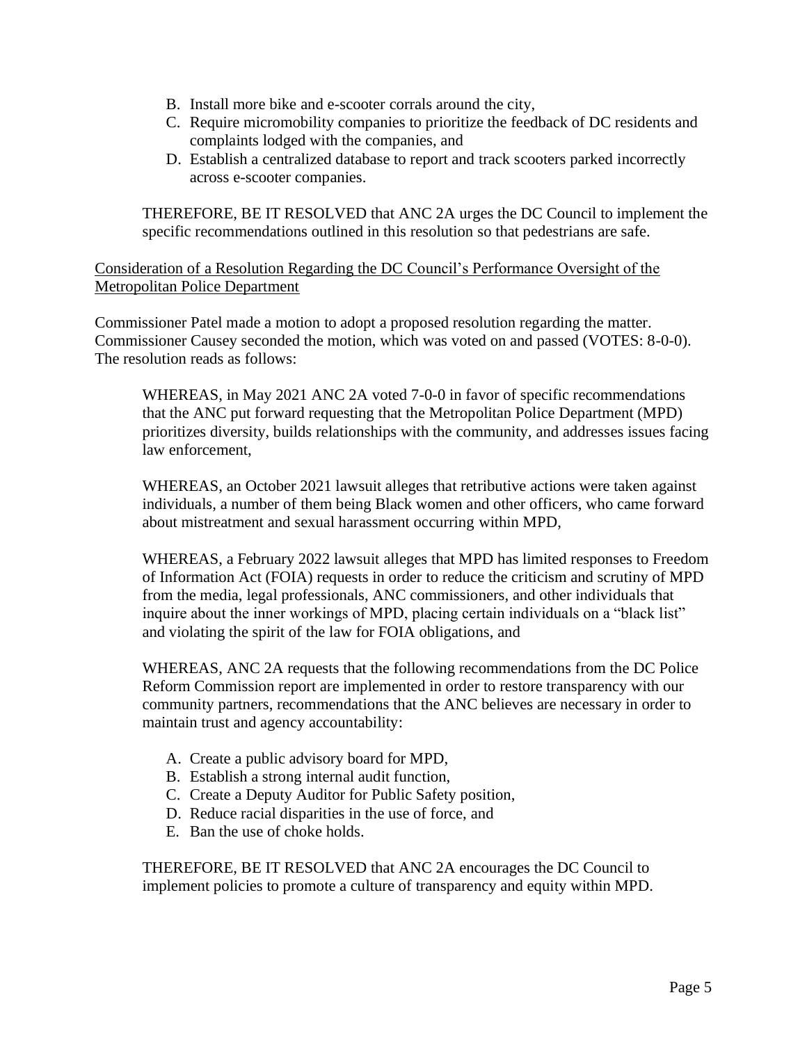B. Install more bike and e-scooter corrals around the city,
C. Require micromobility companies to prioritize the feedback of DC residents and complaints lodged with the companies, and
D. Establish a centralized database to report and track scooters parked incorrectly across e-scooter companies.

THEREFORE, BE IT RESOLVED that ANC 2A urges the DC Council to implement the specific recommendations outlined in this resolution so that pedestrians are safe.

Consideration of a Resolution Regarding the DC Council's Performance Oversight of the Metropolitan Police Department

Commissioner Patel made a motion to adopt a proposed resolution regarding the matter. Commissioner Causey seconded the motion, which was voted on and passed (VOTES: 8-0-0). The resolution reads as follows:

WHEREAS, in May 2021 ANC 2A voted 7-0-0 in favor of specific recommendations that the ANC put forward requesting that the Metropolitan Police Department (MPD) prioritizes diversity, builds relationships with the community, and addresses issues facing law enforcement,

WHEREAS, an October 2021 lawsuit alleges that retributive actions were taken against individuals, a number of them being Black women and other officers, who came forward about mistreatment and sexual harassment occurring within MPD,

WHEREAS, a February 2022 lawsuit alleges that MPD has limited responses to Freedom of Information Act (FOIA) requests in order to reduce the criticism and scrutiny of MPD from the media, legal professionals, ANC commissioners, and other individuals that inquire about the inner workings of MPD, placing certain individuals on a "black list" and violating the spirit of the law for FOIA obligations, and

WHEREAS, ANC 2A requests that the following recommendations from the DC Police Reform Commission report are implemented in order to restore transparency with our community partners, recommendations that the ANC believes are necessary in order to maintain trust and agency accountability:

A. Create a public advisory board for MPD,
B. Establish a strong internal audit function,
C. Create a Deputy Auditor for Public Safety position,
D. Reduce racial disparities in the use of force, and
E. Ban the use of choke holds.

THEREFORE, BE IT RESOLVED that ANC 2A encourages the DC Council to implement policies to promote a culture of transparency and equity within MPD.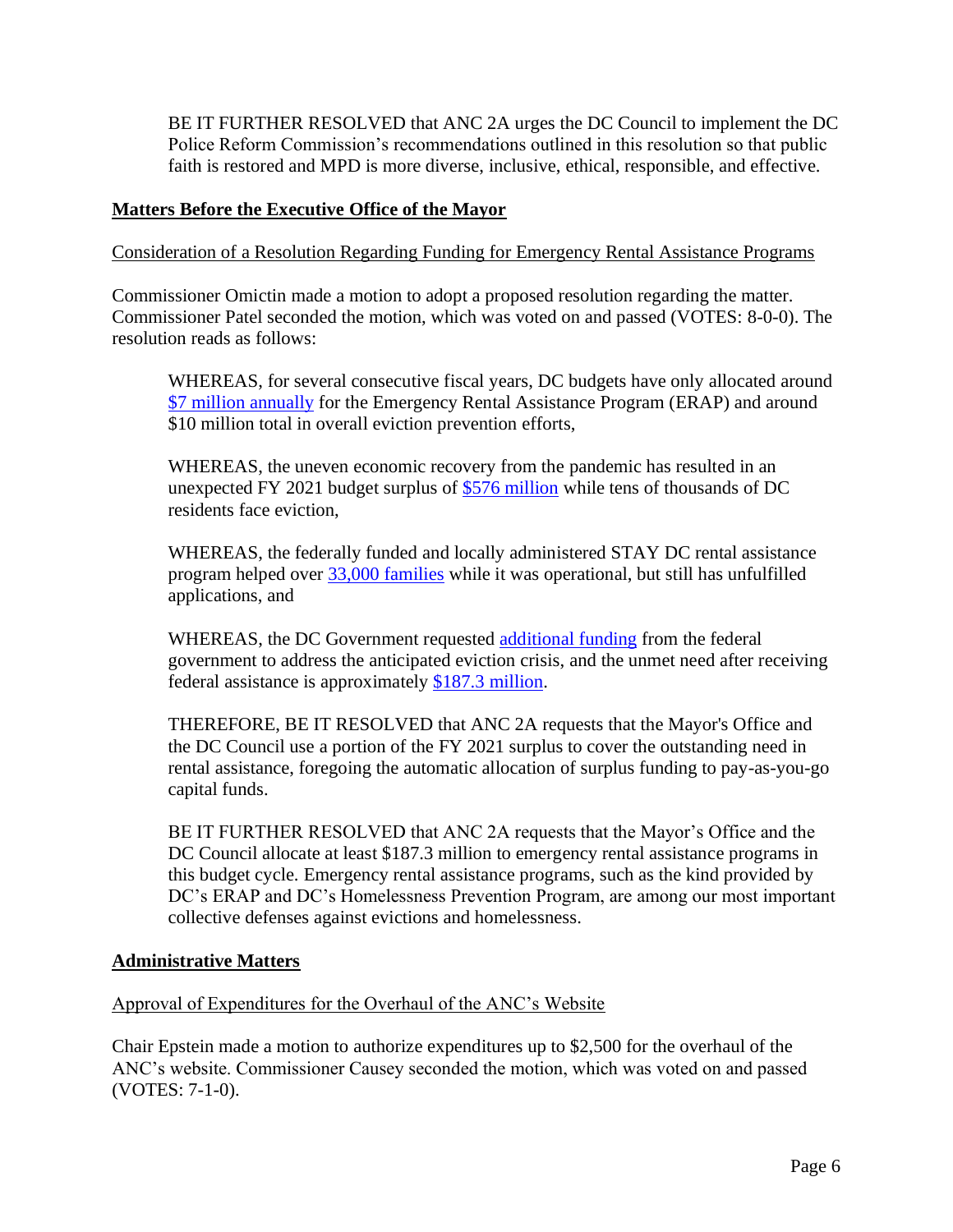BE IT FURTHER RESOLVED that ANC 2A urges the DC Council to implement the DC Police Reform Commission's recommendations outlined in this resolution so that public faith is restored and MPD is more diverse, inclusive, ethical, responsible, and effective.

**Matters Before the Executive Office of the Mayor**

Consideration of a Resolution Regarding Funding for Emergency Rental Assistance Programs

Commissioner Omictin made a motion to adopt a proposed resolution regarding the matter. Commissioner Patel seconded the motion, which was voted on and passed (VOTES: 8-0-0). The resolution reads as follows:

> WHEREAS, for several consecutive fiscal years, DC budgets have only allocated around $7 million annually for the Emergency Rental Assistance Program (ERAP) and around $10 million total in overall eviction prevention efforts,
>
> WHEREAS, the uneven economic recovery from the pandemic has resulted in an unexpected FY 2021 budget surplus of $576 million while tens of thousands of DC residents face eviction,
>
> WHEREAS, the federally funded and locally administered STAY DC rental assistance program helped over 33,000 families while it was operational, but still has unfulfilled applications, and
>
> WHEREAS, the DC Government requested additional funding from the federal government to address the anticipated eviction crisis, and the unmet need after receiving federal assistance is approximately $187.3 million.
>
> THEREFORE, BE IT RESOLVED that ANC 2A requests that the Mayor's Office and the DC Council use a portion of the FY 2021 surplus to cover the outstanding need in rental assistance, foregoing the automatic allocation of surplus funding to pay-as-you-go capital funds.
>
> BE IT FURTHER RESOLVED that ANC 2A requests that the Mayor's Office and the DC Council allocate at least $187.3 million to emergency rental assistance programs in this budget cycle. Emergency rental assistance programs, such as the kind provided by DC's ERAP and DC's Homelessness Prevention Program, are among our most important collective defenses against evictions and homelessness.

**Administrative Matters**

Approval of Expenditures for the Overhaul of the ANC's Website

Chair Epstein made a motion to authorize expenditures up to $2,500 for the overhaul of the ANC's website. Commissioner Causey seconded the motion, which was voted on and passed (VOTES: 7-1-0).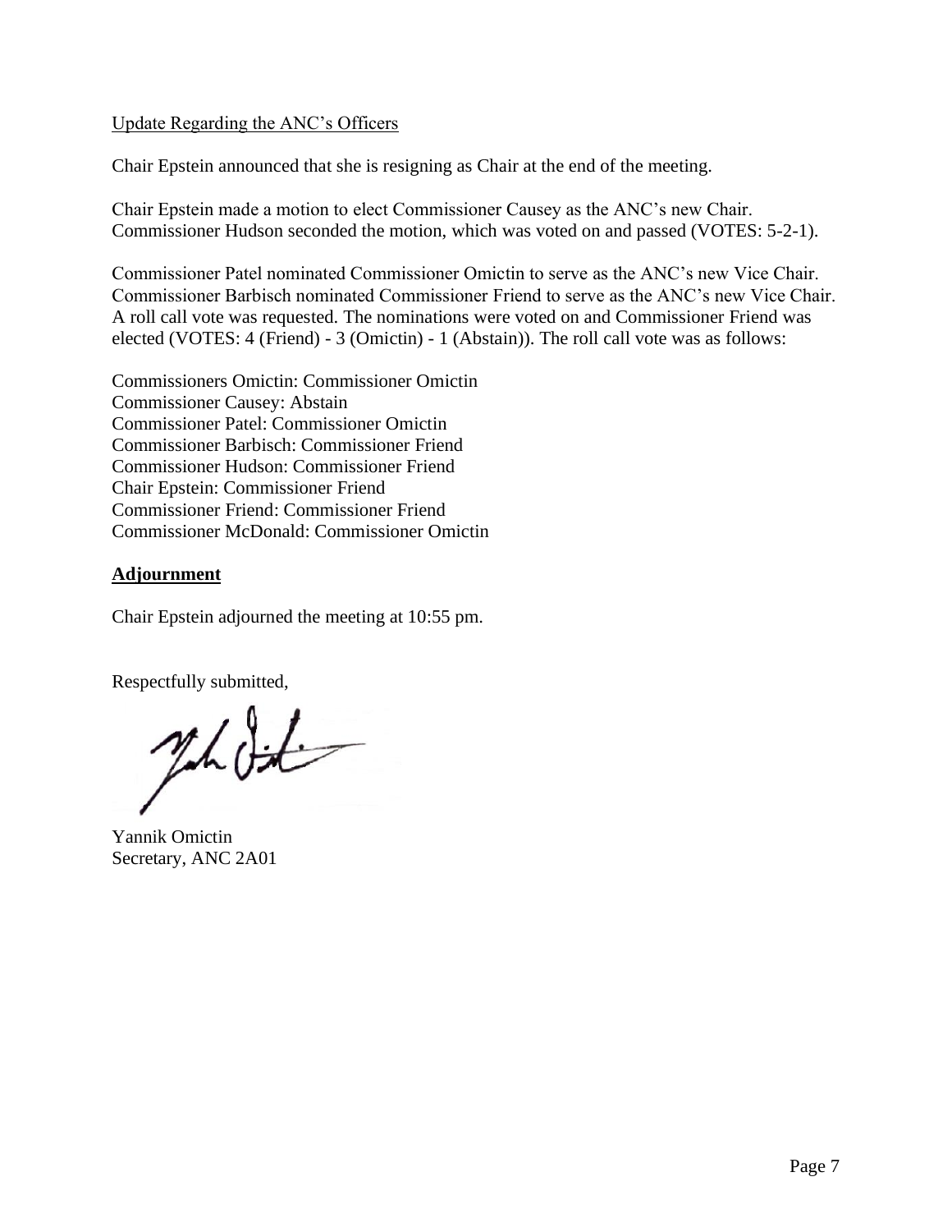Update Regarding the ANC's Officers

Chair Epstein announced that she is resigning as Chair at the end of the meeting.

Chair Epstein made a motion to elect Commissioner Causey as the ANC's new Chair. Commissioner Hudson seconded the motion, which was voted on and passed (VOTES: 5-2-1).

Commissioner Patel nominated Commissioner Omictin to serve as the ANC's new Vice Chair. Commissioner Barbisch nominated Commissioner Friend to serve as the ANC's new Vice Chair. A roll call vote was requested. The nominations were voted on and Commissioner Friend was elected (VOTES: 4 (Friend) - 3 (Omictin) - 1 (Abstain)). The roll call vote was as follows:

Commissioners Omictin: Commissioner Omictin
Commissioner Causey: Abstain
Commissioner Patel: Commissioner Omictin
Commissioner Barbisch: Commissioner Friend
Commissioner Hudson: Commissioner Friend
Chair Epstein: Commissioner Friend
Commissioner Friend: Commissioner Friend
Commissioner McDonald: Commissioner Omictin

## **Adjournment**

Chair Epstein adjourned the meeting at 10:55 pm.

Respectfully submitted,

Yannik Omictin
Secretary, ANC 2A01